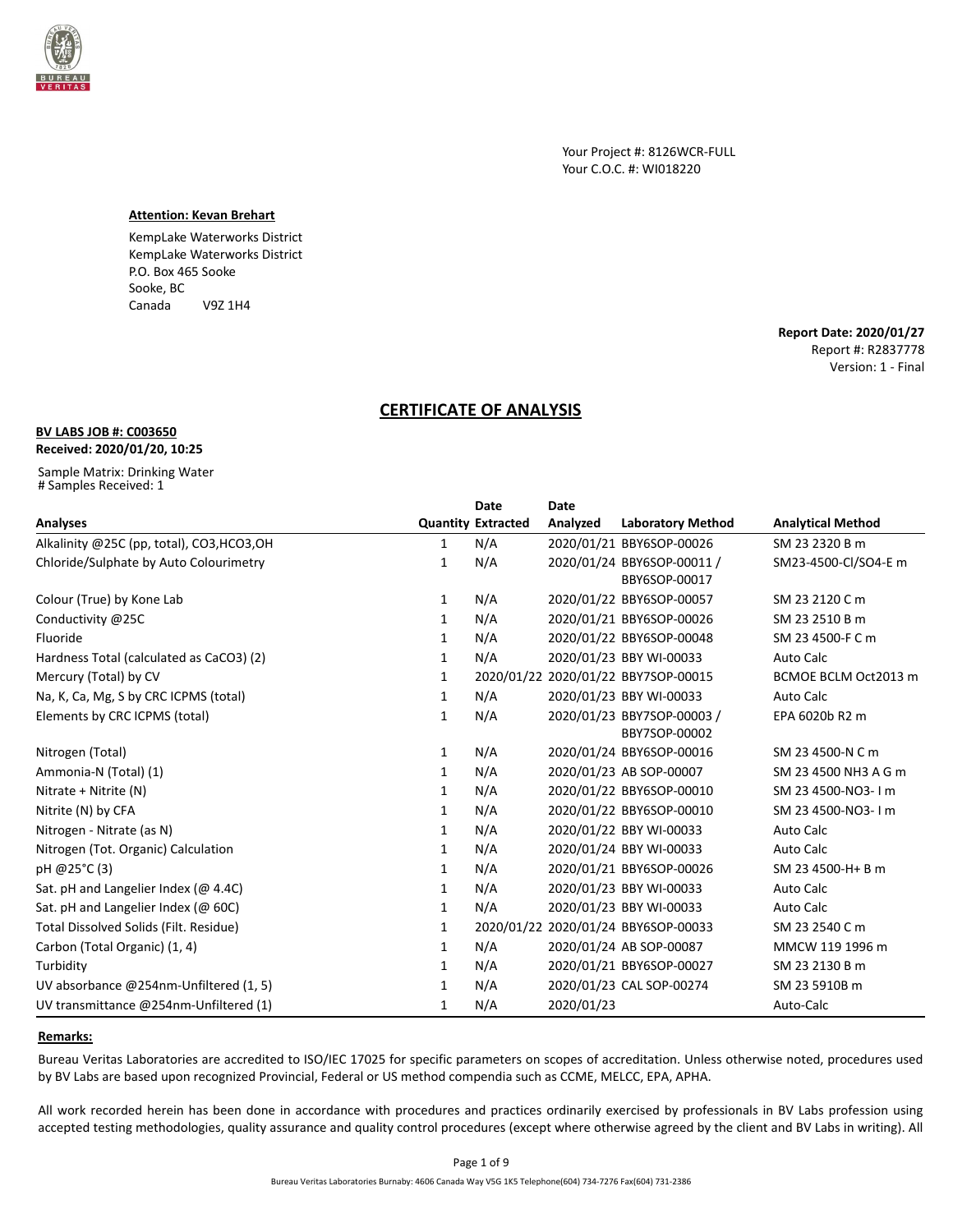Your Project #: 8126WCR-FULL
Your C.O.C. #: WI018220

**Attention: Kevan Brehart**

KempLake Waterworks District
KempLake Waterworks District
P.O. Box 465 Sooke
Sooke, BC
Canada V9Z 1H4

**Report Date: 2020/01/27**
Report #: R2837778
Version: 1 - Final

## CERTIFICATE OF ANALYSIS

**BV LABS JOB #: C003650**
**Received: 2020/01/20, 10:25**

Sample Matrix: Drinking Water
# Samples Received: 1

| Analyses | Quantity | Date Extracted | Date Analyzed | Laboratory Method | Analytical Method |
|---|---|---|---|---|---|
| Alkalinity @25C (pp, total), CO3,HCO3,OH | 1 | N/A | 2020/01/21 | BBY6SOP-00026 | SM 23 2320 B m |
| Chloride/Sulphate by Auto Colourimetry | 1 | N/A | 2020/01/24 | BBY6SOP-00011 / BBY6SOP-00017 | SM23-4500-Cl/SO4-E m |
| Colour (True) by Kone Lab | 1 | N/A | 2020/01/22 | BBY6SOP-00057 | SM 23 2120 C m |
| Conductivity @25C | 1 | N/A | 2020/01/21 | BBY6SOP-00026 | SM 23 2510 B m |
| Fluoride | 1 | N/A | 2020/01/22 | BBY6SOP-00048 | SM 23 4500-F C m |
| Hardness Total (calculated as CaCO3) (2) | 1 | N/A | 2020/01/23 | BBY WI-00033 | Auto Calc |
| Mercury (Total) by CV | 1 | 2020/01/22 | 2020/01/22 | BBY7SOP-00015 | BCMOE BCLM Oct2013 m |
| Na, K, Ca, Mg, S by CRC ICPMS (total) | 1 | N/A | 2020/01/23 | BBY WI-00033 | Auto Calc |
| Elements by CRC ICPMS (total) | 1 | N/A | 2020/01/23 | BBY7SOP-00003 / BBY7SOP-00002 | EPA 6020b R2 m |
| Nitrogen (Total) | 1 | N/A | 2020/01/24 | BBY6SOP-00016 | SM 23 4500-N C m |
| Ammonia-N (Total) (1) | 1 | N/A | 2020/01/23 | AB SOP-00007 | SM 23 4500 NH3 A G m |
| Nitrate + Nitrite (N) | 1 | N/A | 2020/01/22 | BBY6SOP-00010 | SM 23 4500-NO3- I m |
| Nitrite (N) by CFA | 1 | N/A | 2020/01/22 | BBY6SOP-00010 | SM 23 4500-NO3- I m |
| Nitrogen - Nitrate (as N) | 1 | N/A | 2020/01/22 | BBY WI-00033 | Auto Calc |
| Nitrogen (Tot. Organic) Calculation | 1 | N/A | 2020/01/24 | BBY WI-00033 | Auto Calc |
| pH @25°C (3) | 1 | N/A | 2020/01/21 | BBY6SOP-00026 | SM 23 4500-H+ B m |
| Sat. pH and Langelier Index (@ 4.4C) | 1 | N/A | 2020/01/23 | BBY WI-00033 | Auto Calc |
| Sat. pH and Langelier Index (@ 60C) | 1 | N/A | 2020/01/23 | BBY WI-00033 | Auto Calc |
| Total Dissolved Solids (Filt. Residue) | 1 | 2020/01/22 | 2020/01/24 | BBY6SOP-00033 | SM 23 2540 C m |
| Carbon (Total Organic) (1, 4) | 1 | N/A | 2020/01/24 | AB SOP-00087 | MMCW 119 1996 m |
| Turbidity | 1 | N/A | 2020/01/21 | BBY6SOP-00027 | SM 23 2130 B m |
| UV absorbance @254nm-Unfiltered (1, 5) | 1 | N/A | 2020/01/23 | CAL SOP-00274 | SM 23 5910B m |
| UV transmittance @254nm-Unfiltered (1) | 1 | N/A | 2020/01/23 | | Auto-Calc |

**Remarks:**

Bureau Veritas Laboratories are accredited to ISO/IEC 17025 for specific parameters on scopes of accreditation. Unless otherwise noted, procedures used by BV Labs are based upon recognized Provincial, Federal or US method compendia such as CCME, MELCC, EPA, APHA.

All work recorded herein has been done in accordance with procedures and practices ordinarily exercised by professionals in BV Labs profession using accepted testing methodologies, quality assurance and quality control procedures (except where otherwise agreed by the client and BV Labs in writing). All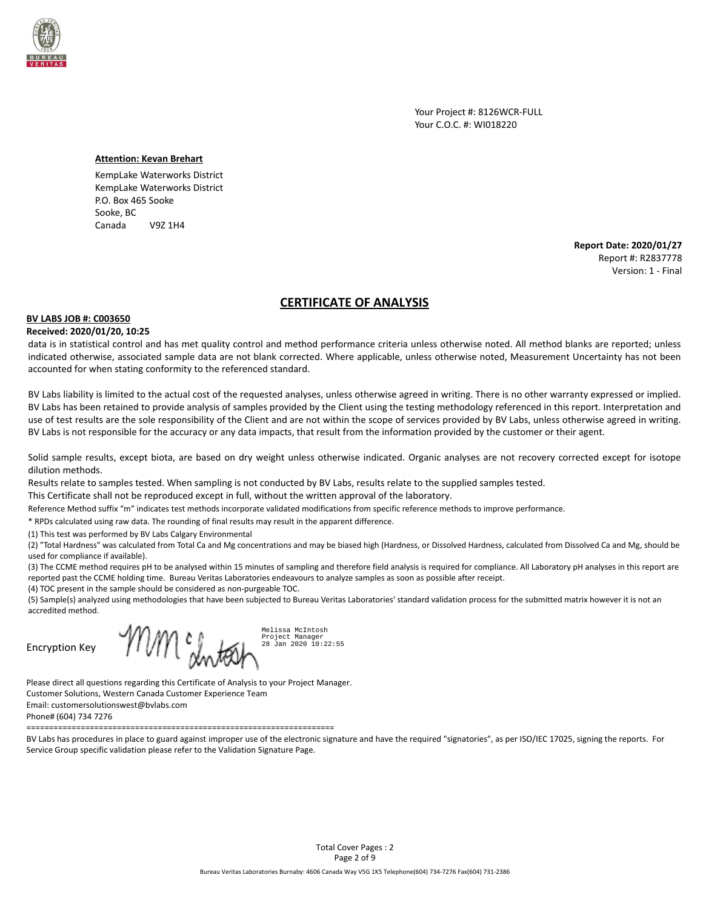Your Project #: 8126WCR-FULL
Your C.O.C. #: WI018220

**Attention: Kevan Brehart**

KempLake Waterworks District
KempLake Waterworks District
P.O. Box 465 Sooke
Sooke, BC
Canada V9Z 1H4

**Report Date: 2020/01/27**
Report #: R2837778
Version: 1 - Final

## CERTIFICATE OF ANALYSIS

**BV LABS JOB #: C003650**
**Received: 2020/01/20, 10:25**

data is in statistical control and has met quality control and method performance criteria unless otherwise noted. All method blanks are reported; unless indicated otherwise, associated sample data are not blank corrected. Where applicable, unless otherwise noted, Measurement Uncertainty has not been accounted for when stating conformity to the referenced standard.

BV Labs liability is limited to the actual cost of the requested analyses, unless otherwise agreed in writing. There is no other warranty expressed or implied. BV Labs has been retained to provide analysis of samples provided by the Client using the testing methodology referenced in this report. Interpretation and use of test results are the sole responsibility of the Client and are not within the scope of services provided by BV Labs, unless otherwise agreed in writing. BV Labs is not responsible for the accuracy or any data impacts, that result from the information provided by the customer or their agent.

Solid sample results, except biota, are based on dry weight unless otherwise indicated. Organic analyses are not recovery corrected except for isotope dilution methods.

Results relate to samples tested. When sampling is not conducted by BV Labs, results relate to the supplied samples tested.

This Certificate shall not be reproduced except in full, without the written approval of the laboratory.

Reference Method suffix "m" indicates test methods incorporate validated modifications from specific reference methods to improve performance.

* RPDs calculated using raw data. The rounding of final results may result in the apparent difference.

(1) This test was performed by BV Labs Calgary Environmental

(2) "Total Hardness" was calculated from Total Ca and Mg concentrations and may be biased high (Hardness, or Dissolved Hardness, calculated from Dissolved Ca and Mg, should be used for compliance if available).

(3) The CCME method requires pH to be analysed within 15 minutes of sampling and therefore field analysis is required for compliance. All Laboratory pH analyses in this report are reported past the CCME holding time. Bureau Veritas Laboratories endeavours to analyze samples as soon as possible after receipt.

(4) TOC present in the sample should be considered as non-purgeable TOC.

(5) Sample(s) analyzed using methodologies that have been subjected to Bureau Veritas Laboratories' standard validation process for the submitted matrix however it is not an accredited method.

Encryption Key

Melissa McIntosh
Project Manager
28 Jan 2020 10:22:55

Please direct all questions regarding this Certificate of Analysis to your Project Manager.
Customer Solutions, Western Canada Customer Experience Team
Email: customersolutionswest@bvlabs.com
Phone# (604) 734 7276

====================================================================

BV Labs has procedures in place to guard against improper use of the electronic signature and have the required "signatories", as per ISO/IEC 17025, signing the reports. For Service Group specific validation please refer to the Validation Signature Page.

Total Cover Pages : 2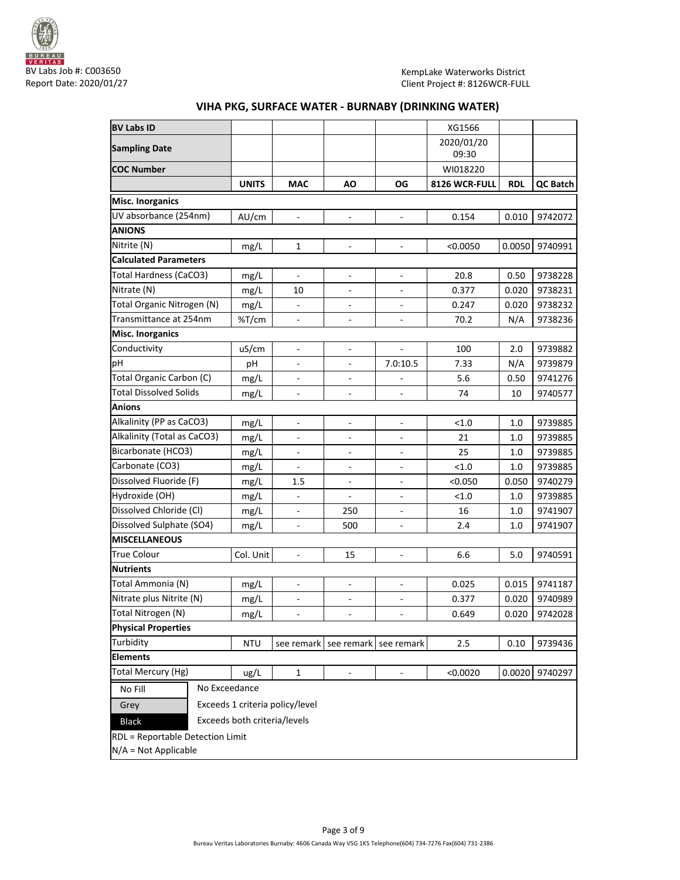BV Labs Job #: C003650
Report Date: 2020/01/27

KempLake Waterworks District
Client Project #: 8126WCR-FULL

## VIHA PKG, SURFACE WATER - BURNABY (DRINKING WATER)

| **BV Labs ID** | | | | | XG1566 | | |
|---|---|---|---|---|---|---|---|
| **Sampling Date** | | | | | 2020/01/20 09:30 | | |
| **COC Number** | | | | | WI018220 | | |
| | **UNITS** | **MAC** | **AO** | **OG** | **8126 WCR-FULL** | **RDL** | **QC Batch** |
| **Misc. Inorganics** | | | | | | | |
| UV absorbance (254nm) | AU/cm | - | - | - | 0.154 | 0.010 | 9742072 |
| **ANIONS** | | | | | | | |
| Nitrite (N) | mg/L | 1 | - | - | <0.0050 | 0.0050 | 9740991 |
| **Calculated Parameters** | | | | | | | |
| Total Hardness (CaCO3) | mg/L | - | - | - | 20.8 | 0.50 | 9738228 |
| Nitrate (N) | mg/L | 10 | - | - | 0.377 | 0.020 | 9738231 |
| Total Organic Nitrogen (N) | mg/L | - | - | - | 0.247 | 0.020 | 9738232 |
| Transmittance at 254nm | %T/cm | - | - | - | 70.2 | N/A | 9738236 |
| **Misc. Inorganics** | | | | | | | |
| Conductivity | uS/cm | - | - | - | 100 | 2.0 | 9739882 |
| pH | pH | - | - | 7.0:10.5 | 7.33 | N/A | 9739879 |
| Total Organic Carbon (C) | mg/L | - | - | - | 5.6 | 0.50 | 9741276 |
| Total Dissolved Solids | mg/L | - | - | - | 74 | 10 | 9740577 |
| **Anions** | | | | | | | |
| Alkalinity (PP as CaCO3) | mg/L | - | - | - | <1.0 | 1.0 | 9739885 |
| Alkalinity (Total as CaCO3) | mg/L | - | - | - | 21 | 1.0 | 9739885 |
| Bicarbonate (HCO3) | mg/L | - | - | - | 25 | 1.0 | 9739885 |
| Carbonate (CO3) | mg/L | - | - | - | <1.0 | 1.0 | 9739885 |
| Dissolved Fluoride (F) | mg/L | 1.5 | - | - | <0.050 | 0.050 | 9740279 |
| Hydroxide (OH) | mg/L | - | - | - | <1.0 | 1.0 | 9739885 |
| Dissolved Chloride (Cl) | mg/L | - | 250 | - | 16 | 1.0 | 9741907 |
| Dissolved Sulphate (SO4) | mg/L | - | 500 | - | 2.4 | 1.0 | 9741907 |
| **MISCELLANEOUS** | | | | | | | |
| True Colour | Col. Unit | - | 15 | - | 6.6 | 5.0 | 9740591 |
| **Nutrients** | | | | | | | |
| Total Ammonia (N) | mg/L | - | - | - | 0.025 | 0.015 | 9741187 |
| Nitrate plus Nitrite (N) | mg/L | - | - | - | 0.377 | 0.020 | 9740989 |
| Total Nitrogen (N) | mg/L | - | - | - | 0.649 | 0.020 | 9742028 |
| **Physical Properties** | | | | | | | |
| Turbidity | NTU | see remark | see remark | see remark | 2.5 | 0.10 | 9739436 |
| **Elements** | | | | | | | |
| Total Mercury (Hg) | ug/L | 1 | - | - | <0.0020 | 0.0020 | 9740297 |

| Legend | |
|---|---|
| No Fill | No Exceedance |
| Grey | Exceeds 1 criteria policy/level |
| Black | Exceeds both criteria/levels |

RDL = Reportable Detection Limit
N/A = Not Applicable

Bureau Veritas Laboratories Burnaby: 4606 Canada Way V5G 1K5 Telephone(604) 734-7276 Fax(604) 731-2386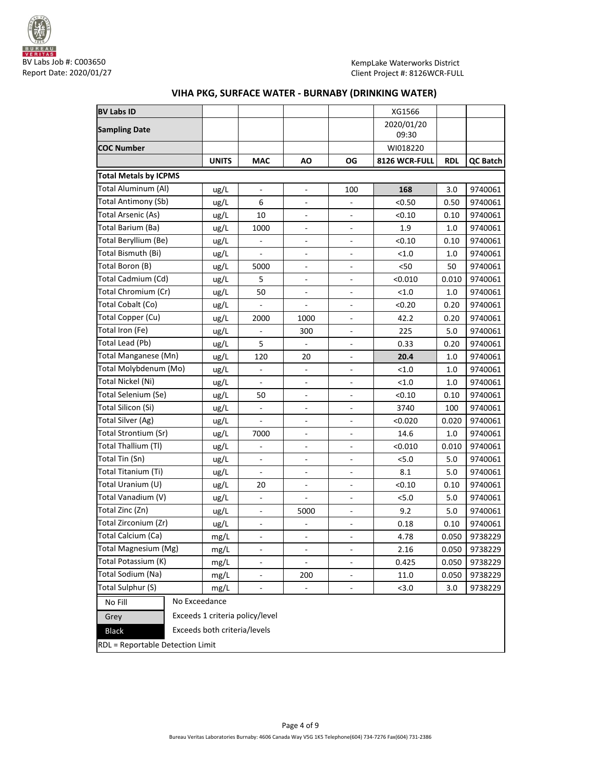BV Labs Job #: C003650
Report Date: 2020/01/27

KempLake Waterworks District
Client Project #: 8126WCR-FULL

## VIHA PKG, SURFACE WATER - BURNABY (DRINKING WATER)

| BV Labs ID | | | | | XG1566 | | |
|---|---|---|---|---|---|---|---|
| Sampling Date | | | | | 2020/01/20 09:30 | | |
| COC Number | | | | | WI018220 | | |
| | **UNITS** | **MAC** | **AO** | **OG** | **8126 WCR-FULL** | **RDL** | **QC Batch** |
| **Total Metals by ICPMS** | | | | | | | |
| Total Aluminum (Al) | ug/L | - | - | 100 | **168** | 3.0 | 9740061 |
| Total Antimony (Sb) | ug/L | 6 | - | - | <0.50 | 0.50 | 9740061 |
| Total Arsenic (As) | ug/L | 10 | - | - | <0.10 | 0.10 | 9740061 |
| Total Barium (Ba) | ug/L | 1000 | - | - | 1.9 | 1.0 | 9740061 |
| Total Beryllium (Be) | ug/L | - | - | - | <0.10 | 0.10 | 9740061 |
| Total Bismuth (Bi) | ug/L | - | - | - | <1.0 | 1.0 | 9740061 |
| Total Boron (B) | ug/L | 5000 | - | - | <50 | 50 | 9740061 |
| Total Cadmium (Cd) | ug/L | 5 | - | - | <0.010 | 0.010 | 9740061 |
| Total Chromium (Cr) | ug/L | 50 | - | - | <1.0 | 1.0 | 9740061 |
| Total Cobalt (Co) | ug/L | - | - | - | <0.20 | 0.20 | 9740061 |
| Total Copper (Cu) | ug/L | 2000 | 1000 | - | 42.2 | 0.20 | 9740061 |
| Total Iron (Fe) | ug/L | - | 300 | - | 225 | 5.0 | 9740061 |
| Total Lead (Pb) | ug/L | 5 | - | - | 0.33 | 0.20 | 9740061 |
| Total Manganese (Mn) | ug/L | 120 | 20 | - | **20.4** | 1.0 | 9740061 |
| Total Molybdenum (Mo) | ug/L | - | - | - | <1.0 | 1.0 | 9740061 |
| Total Nickel (Ni) | ug/L | - | - | - | <1.0 | 1.0 | 9740061 |
| Total Selenium (Se) | ug/L | 50 | - | - | <0.10 | 0.10 | 9740061 |
| Total Silicon (Si) | ug/L | - | - | - | 3740 | 100 | 9740061 |
| Total Silver (Ag) | ug/L | - | - | - | <0.020 | 0.020 | 9740061 |
| Total Strontium (Sr) | ug/L | 7000 | - | - | 14.6 | 1.0 | 9740061 |
| Total Thallium (Tl) | ug/L | - | - | - | <0.010 | 0.010 | 9740061 |
| Total Tin (Sn) | ug/L | - | - | - | <5.0 | 5.0 | 9740061 |
| Total Titanium (Ti) | ug/L | - | - | - | 8.1 | 5.0 | 9740061 |
| Total Uranium (U) | ug/L | 20 | - | - | <0.10 | 0.10 | 9740061 |
| Total Vanadium (V) | ug/L | - | - | - | <5.0 | 5.0 | 9740061 |
| Total Zinc (Zn) | ug/L | - | 5000 | - | 9.2 | 5.0 | 9740061 |
| Total Zirconium (Zr) | ug/L | - | - | - | 0.18 | 0.10 | 9740061 |
| Total Calcium (Ca) | mg/L | - | - | - | 4.78 | 0.050 | 9738229 |
| Total Magnesium (Mg) | mg/L | - | - | - | 2.16 | 0.050 | 9738229 |
| Total Potassium (K) | mg/L | - | - | - | 0.425 | 0.050 | 9738229 |
| Total Sodium (Na) | mg/L | - | 200 | - | 11.0 | 0.050 | 9738229 |
| Total Sulphur (S) | mg/L | - | - | - | <3.0 | 3.0 | 9738229 |

| | |
|---|---|
| No Fill | No Exceedance |
| Grey | Exceeds 1 criteria policy/level |
| Black | Exceeds both criteria/levels |

RDL = Reportable Detection Limit

Bureau Veritas Laboratories Burnaby: 4606 Canada Way V5G 1K5 Telephone(604) 734-7276 Fax(604) 731-2386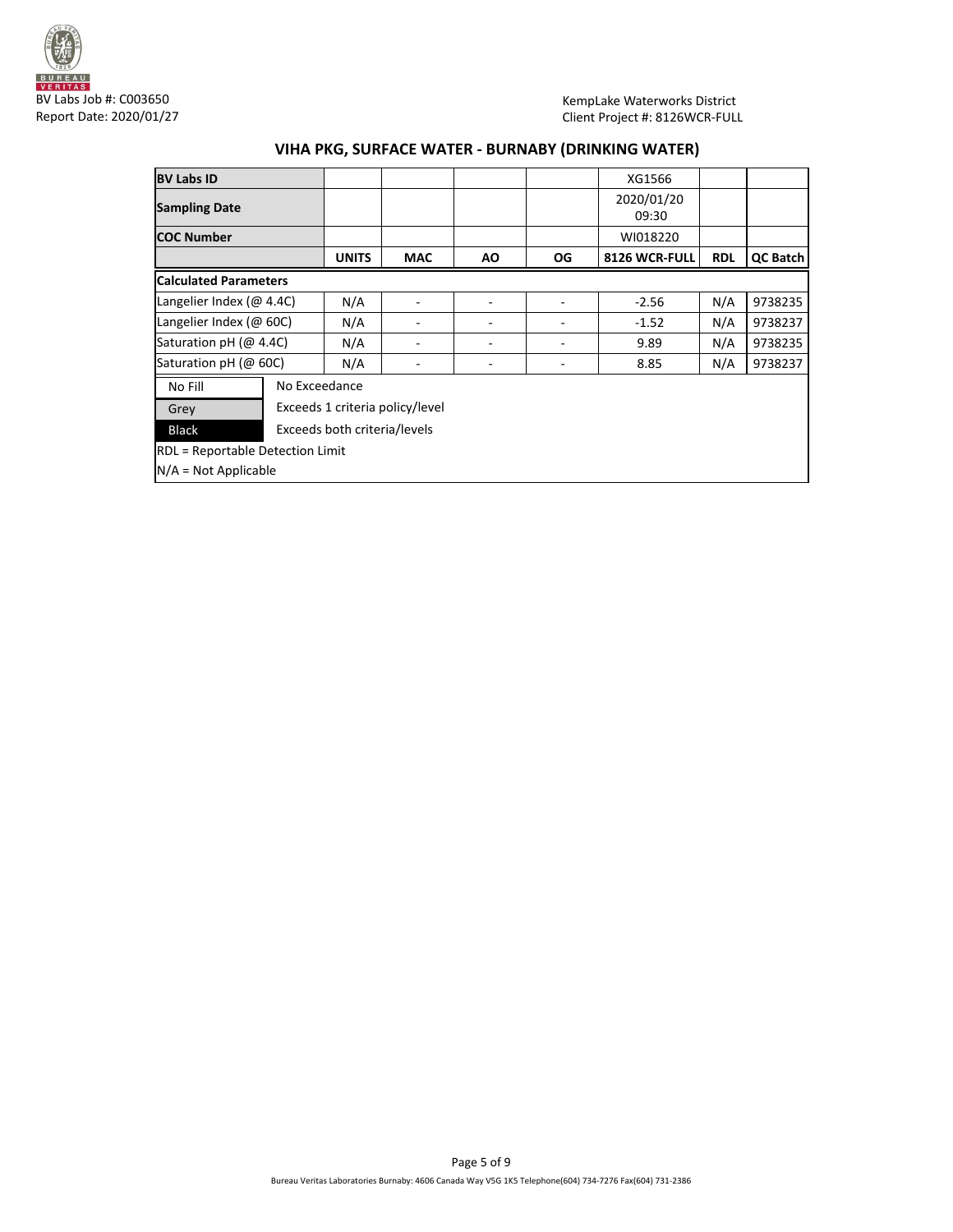BV Labs Job #: C003650
Report Date: 2020/01/27

KempLake Waterworks District
Client Project #: 8126WCR-FULL

## VIHA PKG, SURFACE WATER - BURNABY (DRINKING WATER)

| BV Labs ID | | | | | XG1566 | | |
|---|---|---|---|---|---|---|---|
| Sampling Date | | | | | 2020/01/20 09:30 | | |
| COC Number | | | | | WI018220 | | |
| | UNITS | MAC | AO | OG | 8126 WCR-FULL | RDL | QC Batch |
| **Calculated Parameters** | | | | | | | |
| Langelier Index (@ 4.4C) | N/A | - | - | - | -2.56 | N/A | 9738235 |
| Langelier Index (@ 60C) | N/A | - | - | - | -1.52 | N/A | 9738237 |
| Saturation pH (@ 4.4C) | N/A | - | - | - | 9.89 | N/A | 9738235 |
| Saturation pH (@ 60C) | N/A | - | - | - | 8.85 | N/A | 9738237 |

| | |
|---|---|
| No Fill | No Exceedance |
| Grey | Exceeds 1 criteria policy/level |
| Black | Exceeds both criteria/levels |

RDL = Reportable Detection Limit

N/A = Not Applicable

Bureau Veritas Laboratories Burnaby: 4606 Canada Way V5G 1K5 Telephone(604) 734-7276 Fax(604) 731-2386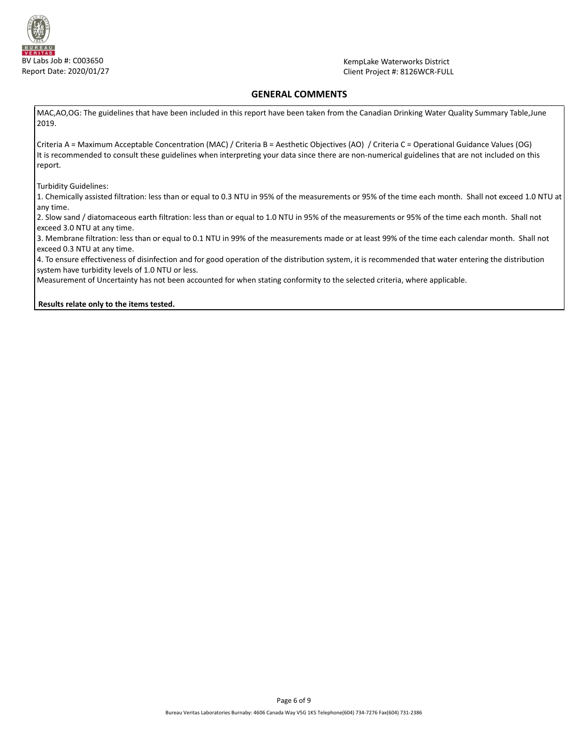## GENERAL COMMENTS

MAC,AO,OG: The guidelines that have been included in this report have been taken from the Canadian Drinking Water Quality Summary Table,June 2019.

Criteria A = Maximum Acceptable Concentration (MAC) / Criteria B = Aesthetic Objectives (AO) / Criteria C = Operational Guidance Values (OG)
It is recommended to consult these guidelines when interpreting your data since there are non-numerical guidelines that are not included on this report.

Turbidity Guidelines:
1. Chemically assisted filtration: less than or equal to 0.3 NTU in 95% of the measurements or 95% of the time each month. Shall not exceed 1.0 NTU at any time.
2. Slow sand / diatomaceous earth filtration: less than or equal to 1.0 NTU in 95% of the measurements or 95% of the time each month. Shall not exceed 3.0 NTU at any time.
3. Membrane filtration: less than or equal to 0.1 NTU in 99% of the measurements made or at least 99% of the time each calendar month. Shall not exceed 0.3 NTU at any time.
4. To ensure effectiveness of disinfection and for good operation of the distribution system, it is recommended that water entering the distribution system have turbidity levels of 1.0 NTU or less.
Measurement of Uncertainty has not been accounted for when stating conformity to the selected criteria, where applicable.

**Results relate only to the items tested.**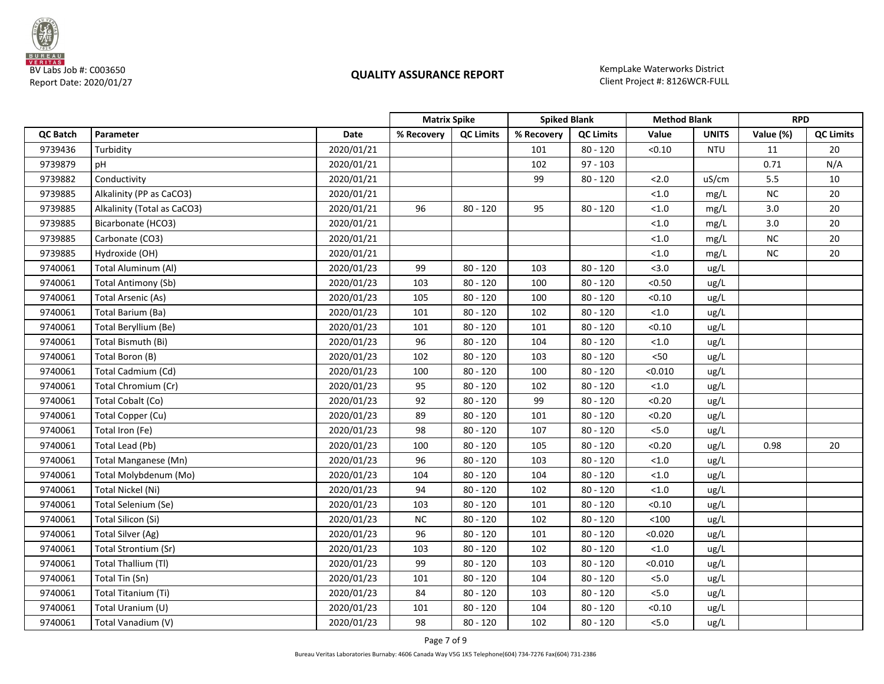BV Labs Job #: C003650
Report Date: 2020/01/27

# QUALITY ASSURANCE REPORT

KempLake Waterworks District
Client Project #: 8126WCR-FULL

| | | | Matrix Spike | | Spiked Blank | | Method Blank | | RPD | |
|---|---|---|---|---|---|---|---|---|---|---|
| QC Batch | Parameter | Date | % Recovery | QC Limits | % Recovery | QC Limits | Value | UNITS | Value (%) | QC Limits |
| 9739436 | Turbidity | 2020/01/21 | | | 101 | 80 - 120 | <0.10 | NTU | 11 | 20 |
| 9739879 | pH | 2020/01/21 | | | 102 | 97 - 103 | | | 0.71 | N/A |
| 9739882 | Conductivity | 2020/01/21 | | | 99 | 80 - 120 | <2.0 | uS/cm | 5.5 | 10 |
| 9739885 | Alkalinity (PP as CaCO3) | 2020/01/21 | | | | | <1.0 | mg/L | NC | 20 |
| 9739885 | Alkalinity (Total as CaCO3) | 2020/01/21 | 96 | 80 - 120 | 95 | 80 - 120 | <1.0 | mg/L | 3.0 | 20 |
| 9739885 | Bicarbonate (HCO3) | 2020/01/21 | | | | | <1.0 | mg/L | 3.0 | 20 |
| 9739885 | Carbonate (CO3) | 2020/01/21 | | | | | <1.0 | mg/L | NC | 20 |
| 9739885 | Hydroxide (OH) | 2020/01/21 | | | | | <1.0 | mg/L | NC | 20 |
| 9740061 | Total Aluminum (Al) | 2020/01/23 | 99 | 80 - 120 | 103 | 80 - 120 | <3.0 | ug/L | | |
| 9740061 | Total Antimony (Sb) | 2020/01/23 | 103 | 80 - 120 | 100 | 80 - 120 | <0.50 | ug/L | | |
| 9740061 | Total Arsenic (As) | 2020/01/23 | 105 | 80 - 120 | 100 | 80 - 120 | <0.10 | ug/L | | |
| 9740061 | Total Barium (Ba) | 2020/01/23 | 101 | 80 - 120 | 102 | 80 - 120 | <1.0 | ug/L | | |
| 9740061 | Total Beryllium (Be) | 2020/01/23 | 101 | 80 - 120 | 101 | 80 - 120 | <0.10 | ug/L | | |
| 9740061 | Total Bismuth (Bi) | 2020/01/23 | 96 | 80 - 120 | 104 | 80 - 120 | <1.0 | ug/L | | |
| 9740061 | Total Boron (B) | 2020/01/23 | 102 | 80 - 120 | 103 | 80 - 120 | <50 | ug/L | | |
| 9740061 | Total Cadmium (Cd) | 2020/01/23 | 100 | 80 - 120 | 100 | 80 - 120 | <0.010 | ug/L | | |
| 9740061 | Total Chromium (Cr) | 2020/01/23 | 95 | 80 - 120 | 102 | 80 - 120 | <1.0 | ug/L | | |
| 9740061 | Total Cobalt (Co) | 2020/01/23 | 92 | 80 - 120 | 99 | 80 - 120 | <0.20 | ug/L | | |
| 9740061 | Total Copper (Cu) | 2020/01/23 | 89 | 80 - 120 | 101 | 80 - 120 | <0.20 | ug/L | | |
| 9740061 | Total Iron (Fe) | 2020/01/23 | 98 | 80 - 120 | 107 | 80 - 120 | <5.0 | ug/L | | |
| 9740061 | Total Lead (Pb) | 2020/01/23 | 100 | 80 - 120 | 105 | 80 - 120 | <0.20 | ug/L | 0.98 | 20 |
| 9740061 | Total Manganese (Mn) | 2020/01/23 | 96 | 80 - 120 | 103 | 80 - 120 | <1.0 | ug/L | | |
| 9740061 | Total Molybdenum (Mo) | 2020/01/23 | 104 | 80 - 120 | 104 | 80 - 120 | <1.0 | ug/L | | |
| 9740061 | Total Nickel (Ni) | 2020/01/23 | 94 | 80 - 120 | 102 | 80 - 120 | <1.0 | ug/L | | |
| 9740061 | Total Selenium (Se) | 2020/01/23 | 103 | 80 - 120 | 101 | 80 - 120 | <0.10 | ug/L | | |
| 9740061 | Total Silicon (Si) | 2020/01/23 | NC | 80 - 120 | 102 | 80 - 120 | <100 | ug/L | | |
| 9740061 | Total Silver (Ag) | 2020/01/23 | 96 | 80 - 120 | 101 | 80 - 120 | <0.020 | ug/L | | |
| 9740061 | Total Strontium (Sr) | 2020/01/23 | 103 | 80 - 120 | 102 | 80 - 120 | <1.0 | ug/L | | |
| 9740061 | Total Thallium (Tl) | 2020/01/23 | 99 | 80 - 120 | 103 | 80 - 120 | <0.010 | ug/L | | |
| 9740061 | Total Tin (Sn) | 2020/01/23 | 101 | 80 - 120 | 104 | 80 - 120 | <5.0 | ug/L | | |
| 9740061 | Total Titanium (Ti) | 2020/01/23 | 84 | 80 - 120 | 103 | 80 - 120 | <5.0 | ug/L | | |
| 9740061 | Total Uranium (U) | 2020/01/23 | 101 | 80 - 120 | 104 | 80 - 120 | <0.10 | ug/L | | |
| 9740061 | Total Vanadium (V) | 2020/01/23 | 98 | 80 - 120 | 102 | 80 - 120 | <5.0 | ug/L | | |

Bureau Veritas Laboratories Burnaby: 4606 Canada Way V5G 1K5 Telephone(604) 734-7276 Fax(604) 731-2386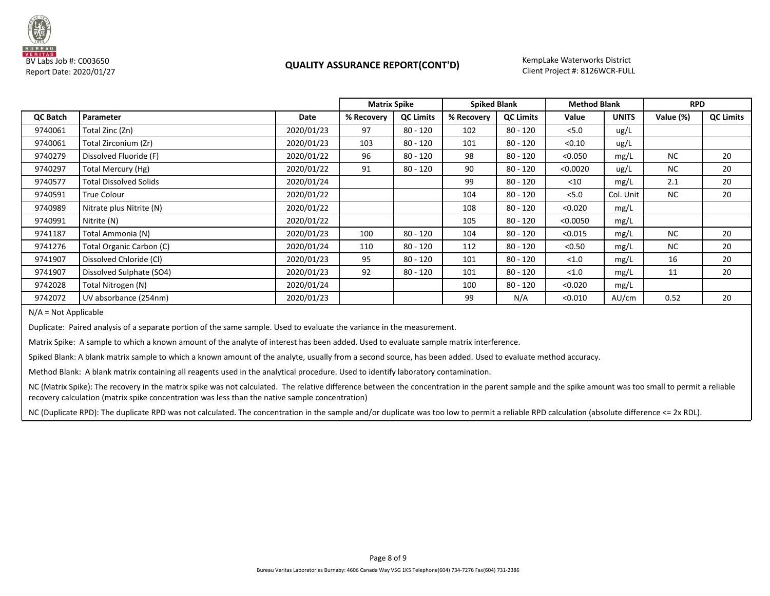BV Labs Job #: C003650
Report Date: 2020/01/27

## QUALITY ASSURANCE REPORT(CONT'D)

KempLake Waterworks District
Client Project #: 8126WCR-FULL

| | | | Matrix Spike | | Spiked Blank | | Method Blank | | RPD | |
|---|---|---|---|---|---|---|---|---|---|---|
| QC Batch | Parameter | Date | % Recovery | QC Limits | % Recovery | QC Limits | Value | UNITS | Value (%) | QC Limits |
| 9740061 | Total Zinc (Zn) | 2020/01/23 | 97 | 80 - 120 | 102 | 80 - 120 | <5.0 | ug/L | | |
| 9740061 | Total Zirconium (Zr) | 2020/01/23 | 103 | 80 - 120 | 101 | 80 - 120 | <0.10 | ug/L | | |
| 9740279 | Dissolved Fluoride (F) | 2020/01/22 | 96 | 80 - 120 | 98 | 80 - 120 | <0.050 | mg/L | NC | 20 |
| 9740297 | Total Mercury (Hg) | 2020/01/22 | 91 | 80 - 120 | 90 | 80 - 120 | <0.0020 | ug/L | NC | 20 |
| 9740577 | Total Dissolved Solids | 2020/01/24 | | | 99 | 80 - 120 | <10 | mg/L | 2.1 | 20 |
| 9740591 | True Colour | 2020/01/22 | | | 104 | 80 - 120 | <5.0 | Col. Unit | NC | 20 |
| 9740989 | Nitrate plus Nitrite (N) | 2020/01/22 | | | 108 | 80 - 120 | <0.020 | mg/L | | |
| 9740991 | Nitrite (N) | 2020/01/22 | | | 105 | 80 - 120 | <0.0050 | mg/L | | |
| 9741187 | Total Ammonia (N) | 2020/01/23 | 100 | 80 - 120 | 104 | 80 - 120 | <0.015 | mg/L | NC | 20 |
| 9741276 | Total Organic Carbon (C) | 2020/01/24 | 110 | 80 - 120 | 112 | 80 - 120 | <0.50 | mg/L | NC | 20 |
| 9741907 | Dissolved Chloride (Cl) | 2020/01/23 | 95 | 80 - 120 | 101 | 80 - 120 | <1.0 | mg/L | 16 | 20 |
| 9741907 | Dissolved Sulphate (SO4) | 2020/01/23 | 92 | 80 - 120 | 101 | 80 - 120 | <1.0 | mg/L | 11 | 20 |
| 9742028 | Total Nitrogen (N) | 2020/01/24 | | | 100 | 80 - 120 | <0.020 | mg/L | | |
| 9742072 | UV absorbance (254nm) | 2020/01/23 | | | 99 | N/A | <0.010 | AU/cm | 0.52 | 20 |

N/A = Not Applicable

Duplicate: Paired analysis of a separate portion of the same sample. Used to evaluate the variance in the measurement.

Matrix Spike: A sample to which a known amount of the analyte of interest has been added. Used to evaluate sample matrix interference.

Spiked Blank: A blank matrix sample to which a known amount of the analyte, usually from a second source, has been added. Used to evaluate method accuracy.

Method Blank: A blank matrix containing all reagents used in the analytical procedure. Used to identify laboratory contamination.

NC (Matrix Spike): The recovery in the matrix spike was not calculated. The relative difference between the concentration in the parent sample and the spike amount was too small to permit a reliable recovery calculation (matrix spike concentration was less than the native sample concentration)

NC (Duplicate RPD): The duplicate RPD was not calculated. The concentration in the sample and/or duplicate was too low to permit a reliable RPD calculation (absolute difference <= 2x RDL).

Bureau Veritas Laboratories Burnaby: 4606 Canada Way V5G 1K5 Telephone(604) 734-7276 Fax(604) 731-2386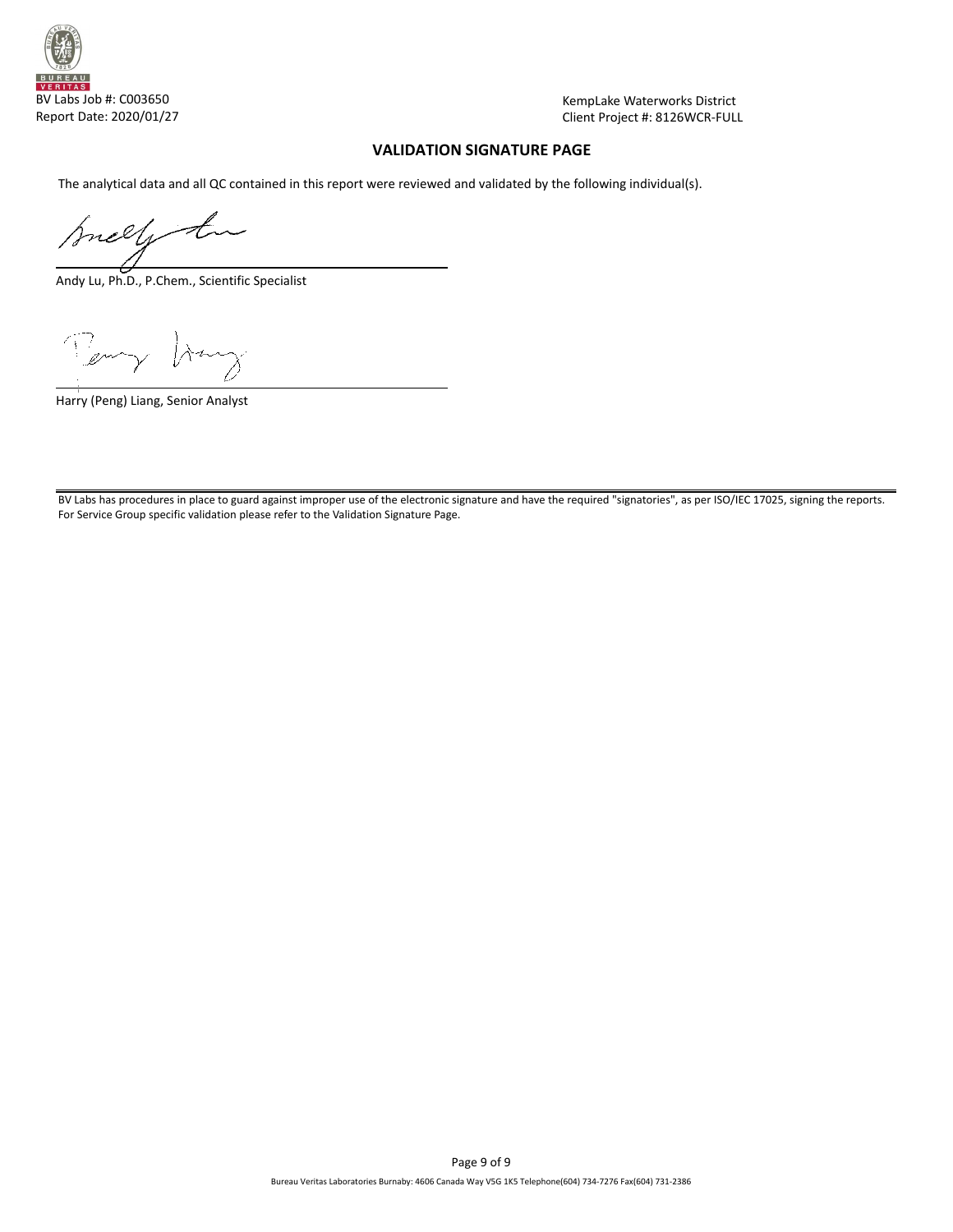BV Labs Job #: C003650
Report Date: 2020/01/27

KempLake Waterworks District
Client Project #: 8126WCR-FULL

## VALIDATION SIGNATURE PAGE

The analytical data and all QC contained in this report were reviewed and validated by the following individual(s).

Andy Lu, Ph.D., P.Chem., Scientific Specialist

Harry (Peng) Liang, Senior Analyst

BV Labs has procedures in place to guard against improper use of the electronic signature and have the required "signatories", as per ISO/IEC 17025, signing the reports. For Service Group specific validation please refer to the Validation Signature Page.

Bureau Veritas Laboratories Burnaby: 4606 Canada Way V5G 1K5 Telephone(604) 734-7276 Fax(604) 731-2386